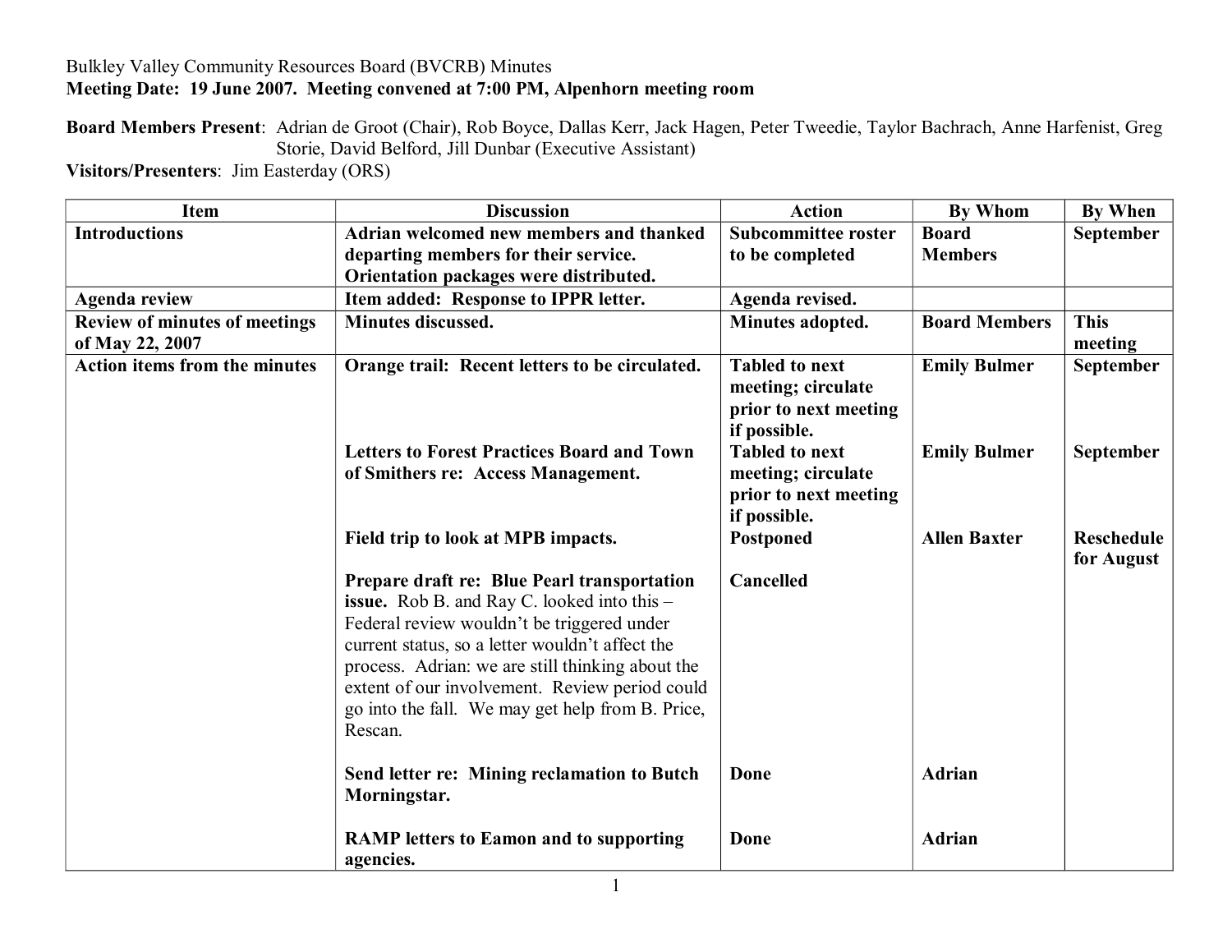Bulkley Valley Community Resources Board (BVCRB) Minutes

**Meeting Date: 19 June 2007. Meeting convened at 7:00 PM, Alpenhorn meeting room**

**Board Members Present**: Adrian de Groot (Chair), Rob Boyce, Dallas Kerr, Jack Hagen, Peter Tweedie, Taylor Bachrach, Anne Harfenist, Greg Storie, David Belford, Jill Dunbar (Executive Assistant)

**Visitors/Presenters**: Jim Easterday (ORS)

| Item | Discussion | Action | By Whom | By When |
|---|---|---|---|---|
| **Introductions** | **Adrian welcomed new members and thanked departing members for their service. Orientation packages were distributed.** | **Subcommittee roster to be completed** | **Board Members** | **September** |
| **Agenda review** | **Item added: Response to IPPR letter.** | **Agenda revised.** | | |
| **Review of minutes of meetings of May 22, 2007** | **Minutes discussed.** | **Minutes adopted.** | **Board Members** | **This meeting** |
| **Action items from the minutes** | **Orange trail: Recent letters to be circulated.** | **Tabled to next meeting; circulate prior to next meeting if possible.** | **Emily Bulmer** | **September** |
| | **Letters to Forest Practices Board and Town of Smithers re: Access Management.** | **Tabled to next meeting; circulate prior to next meeting if possible.** | **Emily Bulmer** | **September** |
| | **Field trip to look at MPB impacts.** | **Postponed** | **Allen Baxter** | **Reschedule for August** |
| | **Prepare draft re: Blue Pearl transportation issue.** Rob B. and Ray C. looked into this – Federal review wouldn't be triggered under current status, so a letter wouldn't affect the process. Adrian: we are still thinking about the extent of our involvement. Review period could go into the fall. We may get help from B. Price, Rescan. | **Cancelled** | | |
| | **Send letter re: Mining reclamation to Butch Morningstar.** | **Done** | **Adrian** | |
| | **RAMP letters to Eamon and to supporting agencies.** | **Done** | **Adrian** | |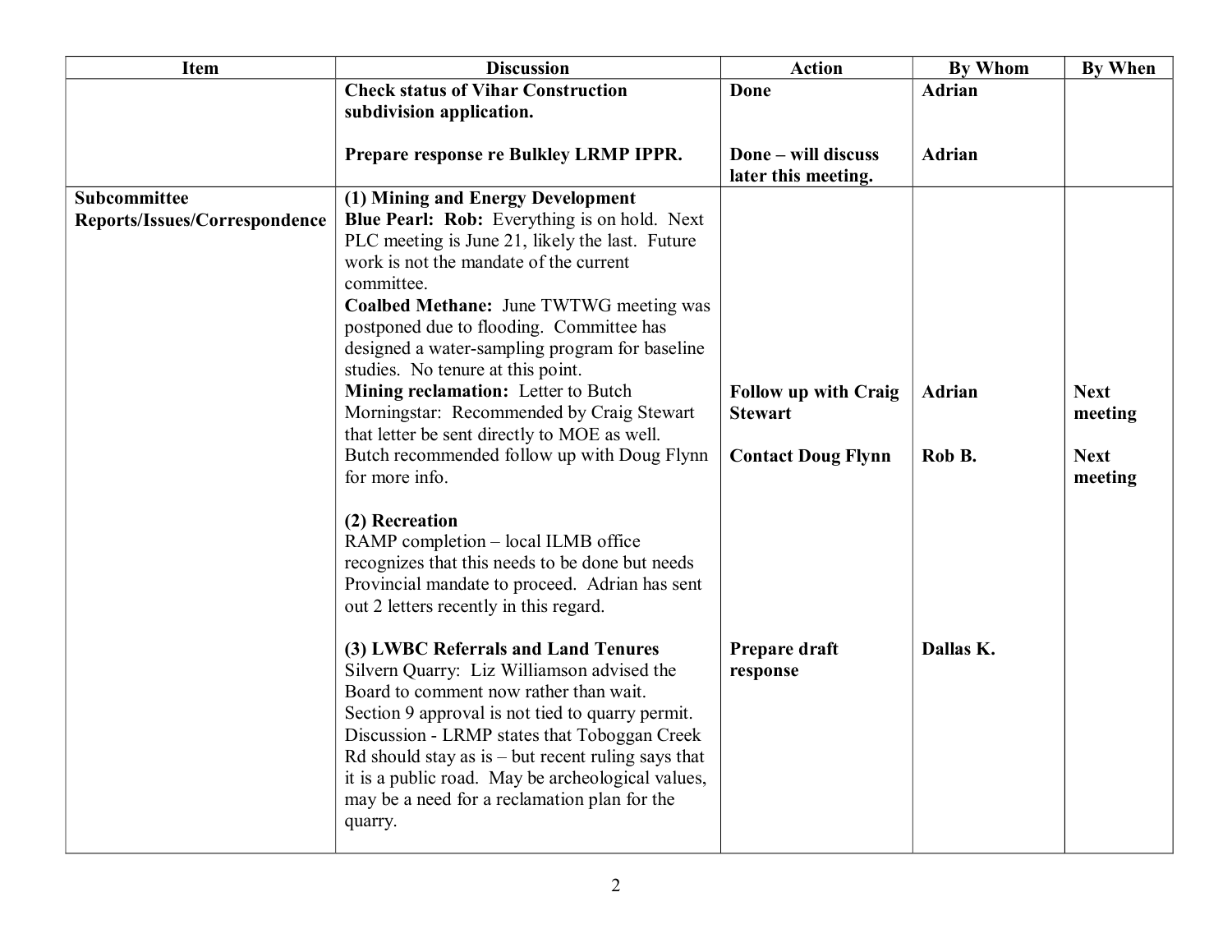| Item | Discussion | Action | By Whom | By When |
|---|---|---|---|---|
| | **Check status of Vihar Construction subdivision application.** | **Done** | **Adrian** | |
| | **Prepare response re Bulkley LRMP IPPR.** | **Done – will discuss later this meeting.** | **Adrian** | |
| **Subcommittee Reports/Issues/Correspondence** | **(1) Mining and Energy Development**<br>**Blue Pearl: Rob:** Everything is on hold. Next PLC meeting is June 21, likely the last. Future work is not the mandate of the current committee.<br>**Coalbed Methane:** June TWTWG meeting was postponed due to flooding. Committee has designed a water-sampling program for baseline studies. No tenure at this point. | | | |
| | **Mining reclamation:** Letter to Butch Morningstar: Recommended by Craig Stewart that letter be sent directly to MOE as well. | **Follow up with Craig Stewart** | **Adrian** | **Next meeting** |
| | Butch recommended follow up with Doug Flynn for more info. | **Contact Doug Flynn** | **Rob B.** | **Next meeting** |
| | **(2) Recreation**<br>RAMP completion – local ILMB office recognizes that this needs to be done but needs Provincial mandate to proceed. Adrian has sent out 2 letters recently in this regard. | | | |
| | **(3) LWBC Referrals and Land Tenures**<br>Silvern Quarry: Liz Williamson advised the Board to comment now rather than wait. Section 9 approval is not tied to quarry permit. Discussion - LRMP states that Toboggan Creek Rd should stay as is – but recent ruling says that it is a public road. May be archeological values, may be a need for a reclamation plan for the quarry. | **Prepare draft response** | **Dallas K.** | |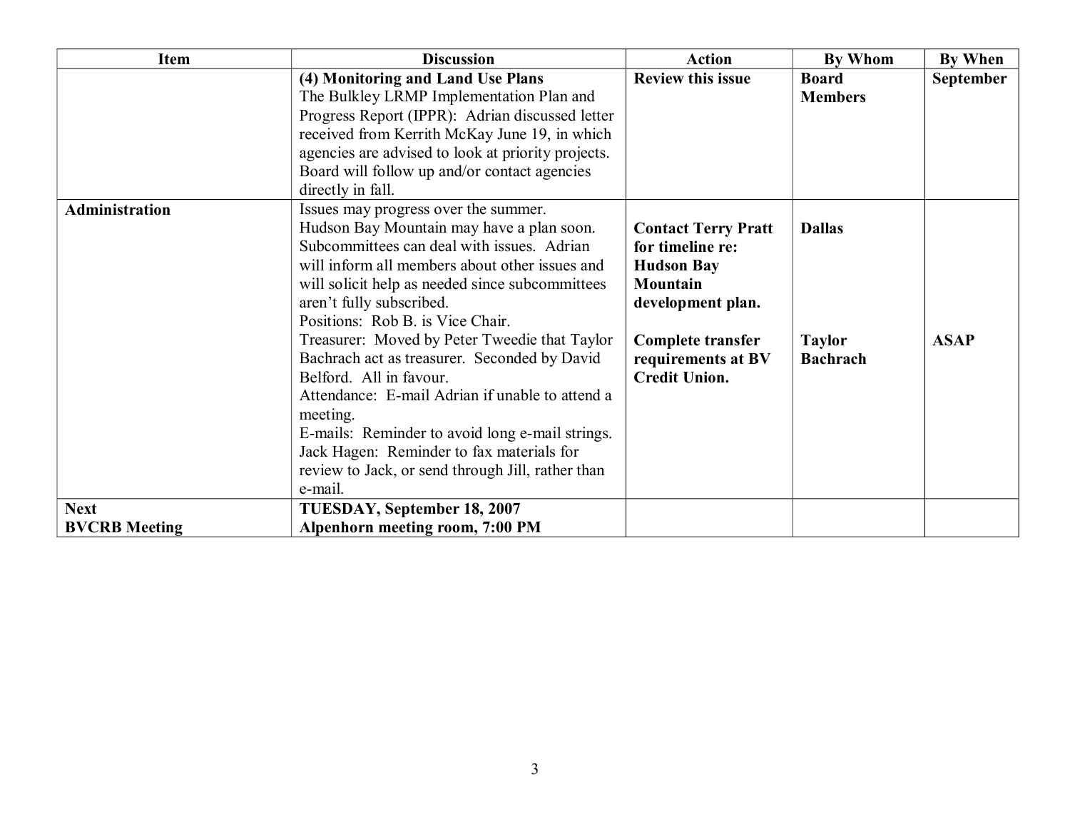| Item | Discussion | Action | By Whom | By When |
|---|---|---|---|---|
| | **(4) Monitoring and Land Use Plans** The Bulkley LRMP Implementation Plan and Progress Report (IPPR): Adrian discussed letter received from Kerrith McKay June 19, in which agencies are advised to look at priority projects. Board will follow up and/or contact agencies directly in fall. | **Review this issue** | **Board Members** | **September** |
| **Administration** | Issues may progress over the summer. Hudson Bay Mountain may have a plan soon. Subcommittees can deal with issues. Adrian will inform all members about other issues and will solicit help as needed since subcommittees aren't fully subscribed. Positions: Rob B. is Vice Chair. Treasurer: Moved by Peter Tweedie that Taylor Bachrach act as treasurer. Seconded by David Belford. All in favour. Attendance: E-mail Adrian if unable to attend a meeting. E-mails: Reminder to avoid long e-mail strings. Jack Hagen: Reminder to fax materials for review to Jack, or send through Jill, rather than e-mail. | **Contact Terry Pratt for timeline re: Hudson Bay Mountain development plan.** **Complete transfer requirements at BV Credit Union.** | **Dallas** **Taylor Bachrach** | **ASAP** |
| **Next BVCRB Meeting** | **TUESDAY, September 18, 2007 Alpenhorn meeting room, 7:00 PM** | | | |